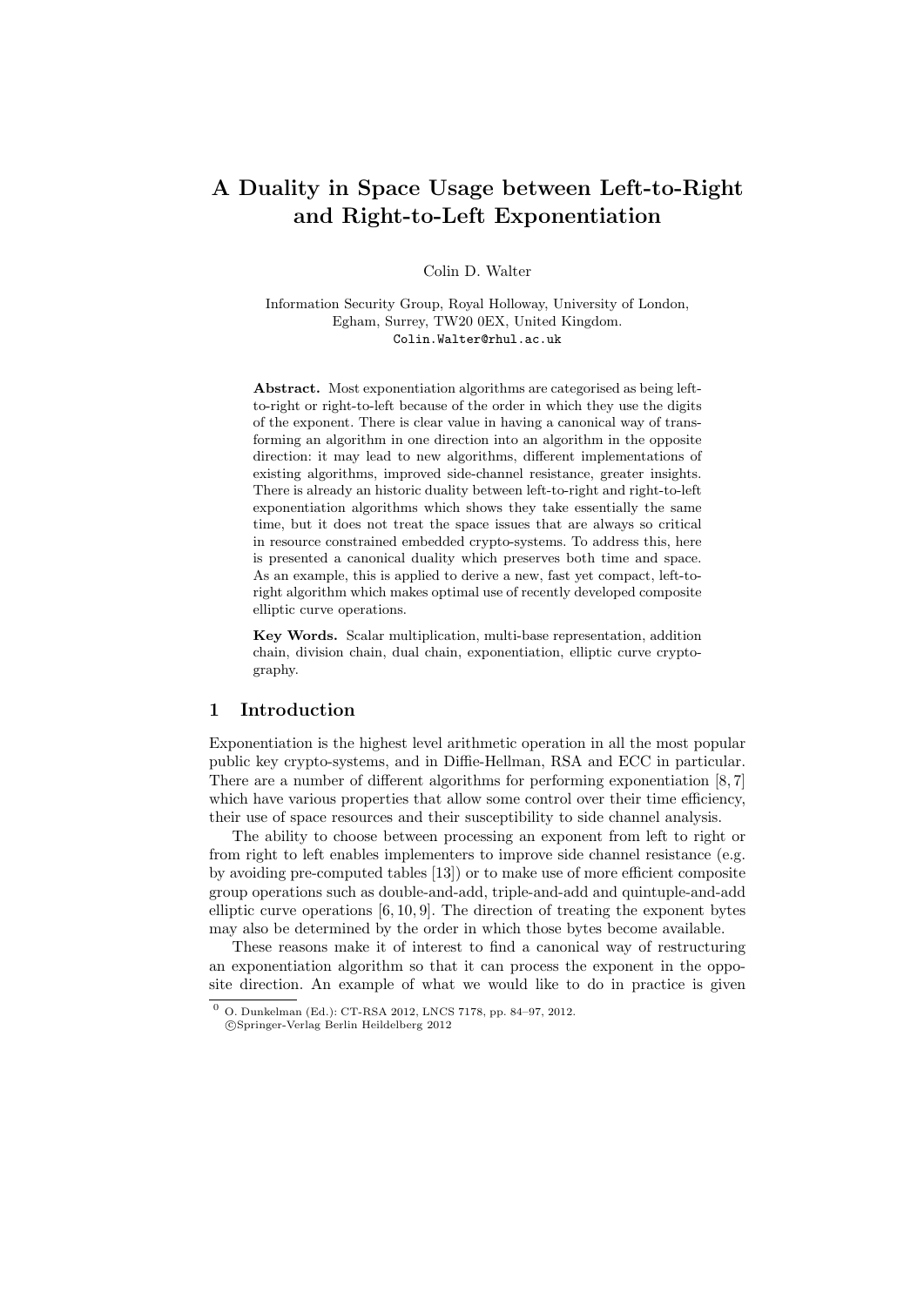# A Duality in Space Usage between Left-to-Right and Right-to-Left Exponentiation

Colin D. Walter

Information Security Group, Royal Holloway, University of London,
Egham, Surrey, TW20 0EX, United Kingdom.
Colin.Walter@rhul.ac.uk

**Abstract.** Most exponentiation algorithms are categorised as being left-to-right or right-to-left because of the order in which they use the digits of the exponent. There is clear value in having a canonical way of transforming an algorithm in one direction into an algorithm in the opposite direction: it may lead to new algorithms, different implementations of existing algorithms, improved side-channel resistance, greater insights. There is already an historic duality between left-to-right and right-to-left exponentiation algorithms which shows they take essentially the same time, but it does not treat the space issues that are always so critical in resource constrained embedded crypto-systems. To address this, here is presented a canonical duality which preserves both time and space. As an example, this is applied to derive a new, fast yet compact, left-to-right algorithm which makes optimal use of recently developed composite elliptic curve operations.

**Key Words.** Scalar multiplication, multi-base representation, addition chain, division chain, dual chain, exponentiation, elliptic curve cryptography.

## 1 Introduction

Exponentiation is the highest level arithmetic operation in all the most popular public key crypto-systems, and in Diffie-Hellman, RSA and ECC in particular. There are a number of different algorithms for performing exponentiation [8, 7] which have various properties that allow some control over their time efficiency, their use of space resources and their susceptibility to side channel analysis.

The ability to choose between processing an exponent from left to right or from right to left enables implementers to improve side channel resistance (e.g. by avoiding pre-computed tables [13]) or to make use of more efficient composite group operations such as double-and-add, triple-and-add and quintuple-and-add elliptic curve operations [6, 10, 9]. The direction of treating the exponent bytes may also be determined by the order in which those bytes become available.

These reasons make it of interest to find a canonical way of restructuring an exponentiation algorithm so that it can process the exponent in the opposite direction. An example of what we would like to do in practice is given

[0] O. Dunkelman (Ed.): CT-RSA 2012, LNCS 7178, pp. 84–97, 2012.
©Springer-Verlag Berlin Heildelberg 2012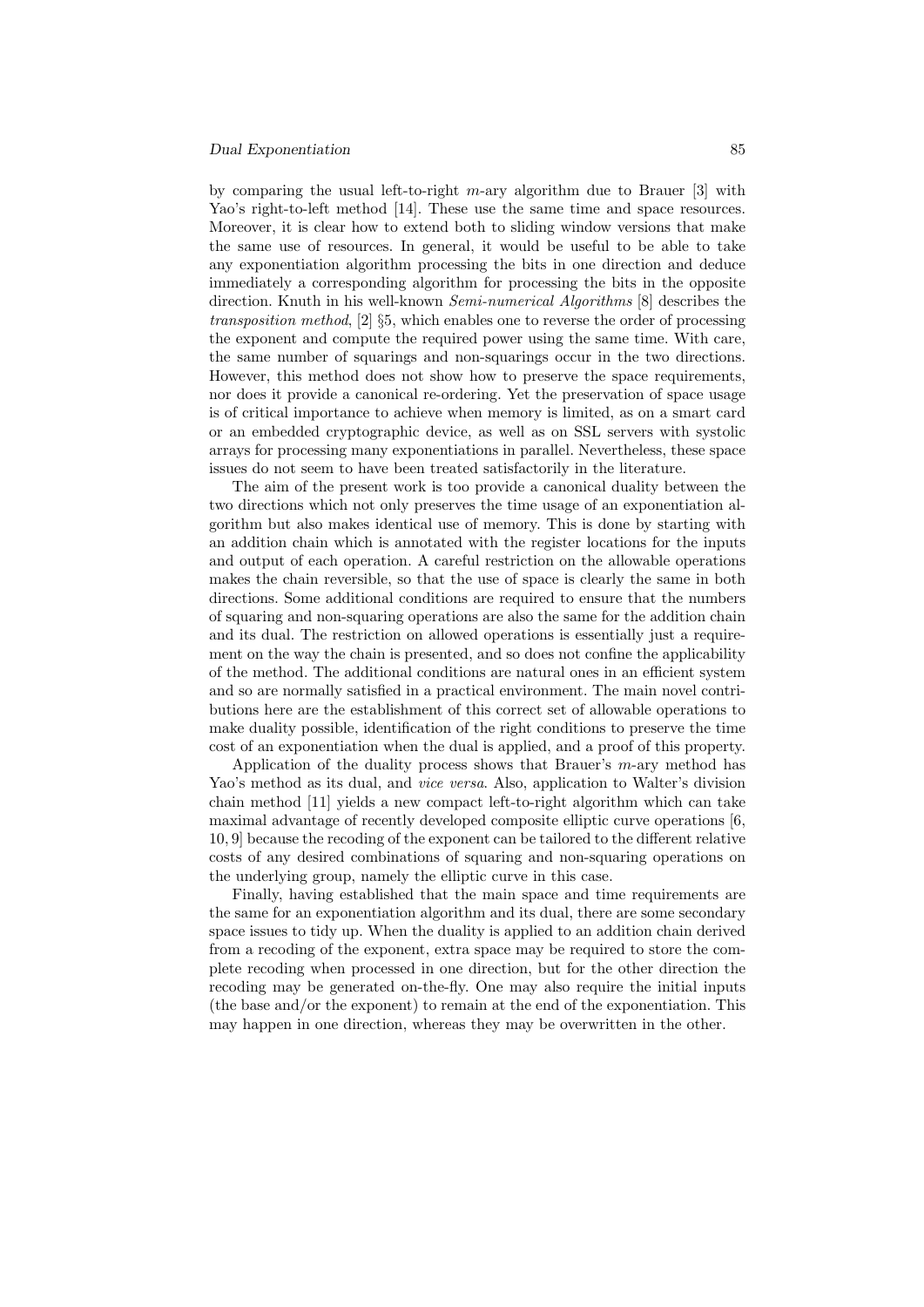by comparing the usual left-to-right $m$-ary algorithm due to Brauer [3] with Yao's right-to-left method [14]. These use the same time and space resources. Moreover, it is clear how to extend both to sliding window versions that make the same use of resources. In general, it would be useful to be able to take any exponentiation algorithm processing the bits in one direction and deduce immediately a corresponding algorithm for processing the bits in the opposite direction. Knuth in his well-known *Semi-numerical Algorithms* [8] describes the *transposition method*, [2] §5, which enables one to reverse the order of processing the exponent and compute the required power using the same time. With care, the same number of squarings and non-squarings occur in the two directions. However, this method does not show how to preserve the space requirements, nor does it provide a canonical re-ordering. Yet the preservation of space usage is of critical importance to achieve when memory is limited, as on a smart card or an embedded cryptographic device, as well as on SSL servers with systolic arrays for processing many exponentiations in parallel. Nevertheless, these space issues do not seem to have been treated satisfactorily in the literature.

The aim of the present work is too provide a canonical duality between the two directions which not only preserves the time usage of an exponentiation algorithm but also makes identical use of memory. This is done by starting with an addition chain which is annotated with the register locations for the inputs and output of each operation. A careful restriction on the allowable operations makes the chain reversible, so that the use of space is clearly the same in both directions. Some additional conditions are required to ensure that the numbers of squaring and non-squaring operations are also the same for the addition chain and its dual. The restriction on allowed operations is essentially just a requirement on the way the chain is presented, and so does not confine the applicability of the method. The additional conditions are natural ones in an efficient system and so are normally satisfied in a practical environment. The main novel contributions here are the establishment of this correct set of allowable operations to make duality possible, identification of the right conditions to preserve the time cost of an exponentiation when the dual is applied, and a proof of this property.

Application of the duality process shows that Brauer's $m$-ary method has Yao's method as its dual, and *vice versa*. Also, application to Walter's division chain method [11] yields a new compact left-to-right algorithm which can take maximal advantage of recently developed composite elliptic curve operations [6, 10, 9] because the recoding of the exponent can be tailored to the different relative costs of any desired combinations of squaring and non-squaring operations on the underlying group, namely the elliptic curve in this case.

Finally, having established that the main space and time requirements are the same for an exponentiation algorithm and its dual, there are some secondary space issues to tidy up. When the duality is applied to an addition chain derived from a recoding of the exponent, extra space may be required to store the complete recoding when processed in one direction, but for the other direction the recoding may be generated on-the-fly. One may also require the initial inputs (the base and/or the exponent) to remain at the end of the exponentiation. This may happen in one direction, whereas they may be overwritten in the other.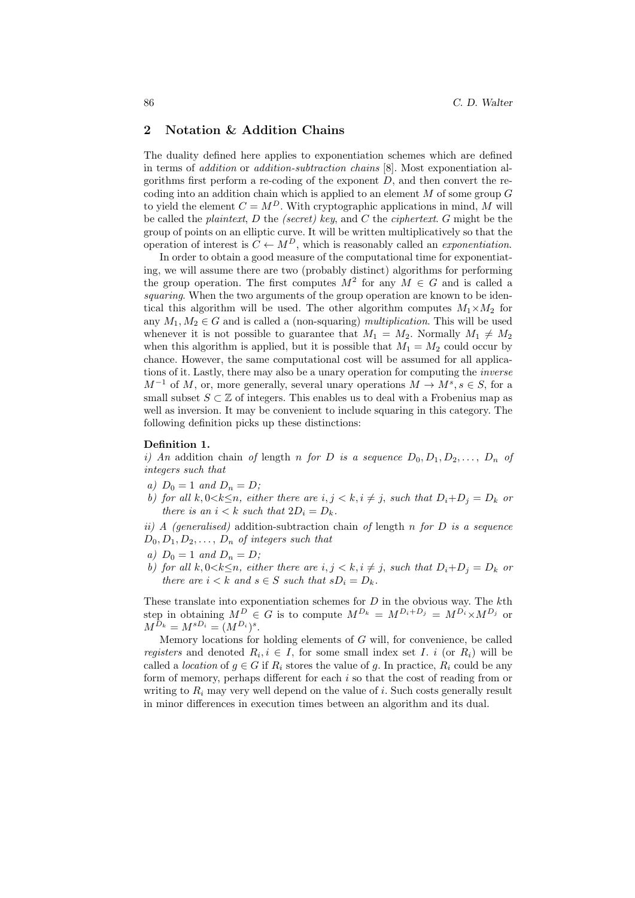## 2 Notation & Addition Chains

The duality defined here applies to exponentiation schemes which are defined in terms of *addition* or *addition-subtraction chains* [8]. Most exponentiation algorithms first perform a re-coding of the exponent $D$, and then convert the re-coding into an addition chain which is applied to an element $M$ of some group $G$ to yield the element $C = M^D$. With cryptographic applications in mind, $M$ will be called the *plaintext*, $D$ the *(secret) key*, and $C$ the *ciphertext*. $G$ might be the group of points on an elliptic curve. It will be written multiplicatively so that the operation of interest is $C \leftarrow M^D$, which is reasonably called an *exponentiation*.

In order to obtain a good measure of the computational time for exponentiating, we will assume there are two (probably distinct) algorithms for performing the group operation. The first computes $M^2$ for any $M \in G$ and is called a *squaring*. When the two arguments of the group operation are known to be identical this algorithm will be used. The other algorithm computes $M_1 \times M_2$ for any $M_1, M_2 \in G$ and is called a (non-squaring) *multiplication*. This will be used whenever it is not possible to guarantee that $M_1 = M_2$. Normally $M_1 \neq M_2$ when this algorithm is applied, but it is possible that $M_1 = M_2$ could occur by chance. However, the same computational cost will be assumed for all applications of it. Lastly, there may also be a unary operation for computing the *inverse* $M^{-1}$ of $M$, or, more generally, several unary operations $M \to M^s, s \in S$, for a small subset $S \subset \mathbb{Z}$ of integers. This enables us to deal with a Frobenius map as well as inversion. It may be convenient to include squaring in this category. The following definition picks up these distinctions:

**Definition 1.**
*i) An* addition chain *of* length *$n$ for $D$ is a sequence $D_0, D_1, D_2, \ldots, D_n$ of integers such that*

- *a) $D_0 = 1$ and $D_n = D$;*
- *b) for all $k, 0<k\leq n$, either there are $i, j < k, i \neq j$, such that $D_i+D_j = D_k$ or there is an $i < k$ such that $2D_i = D_k$.*

*ii) A (generalised)* addition-subtraction chain *of* length *$n$ for $D$ is a sequence $D_0, D_1, D_2, \ldots, D_n$ of integers such that*

- *a) $D_0 = 1$ and $D_n = D$;*
- *b) for all $k, 0<k\leq n$, either there are $i, j < k, i \neq j$, such that $D_i+D_j = D_k$ or there are $i < k$ and $s \in S$ such that $sD_i = D_k$.*

These translate into exponentiation schemes for $D$ in the obvious way. The $k$th step in obtaining $M^D \in G$ is to compute $M^{D_k} = M^{D_i+D_j} = M^{D_i} \times M^{D_j}$ or $M^{D_k} = M^{sD_i} = (M^{D_i})^s$.

Memory locations for holding elements of $G$ will, for convenience, be called *registers* and denoted $R_i, i \in I$, for some small index set $I$. $i$ (or $R_i$) will be called a *location* of $g \in G$ if $R_i$ stores the value of $g$. In practice, $R_i$ could be any form of memory, perhaps different for each $i$ so that the cost of reading from or writing to $R_i$ may very well depend on the value of $i$. Such costs generally result in minor differences in execution times between an algorithm and its dual.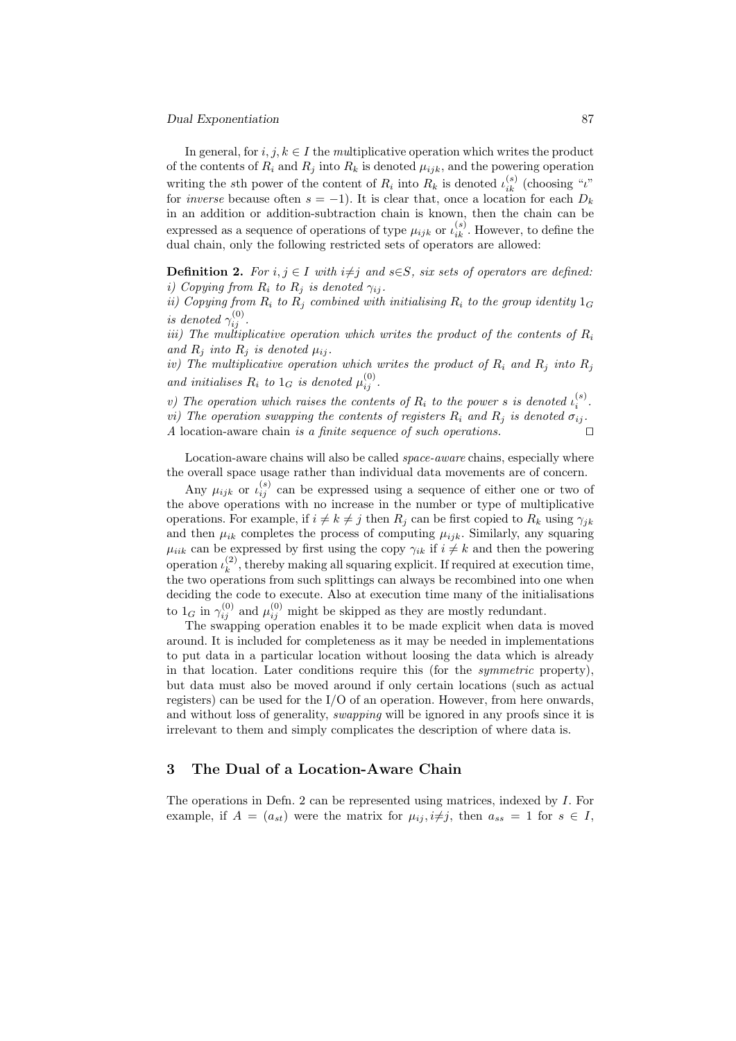In general, for $i, j, k \in I$ the *mu*ltiplicative operation which writes the product of the contents of $R_i$ and $R_j$ into $R_k$ is denoted $\mu_{ijk}$, and the powering operation writing the $s$th power of the content of $R_i$ into $R_k$ is denoted $\iota_{ik}^{(s)}$ (choosing "$\iota$" for *inverse* because often $s = -1$). It is clear that, once a location for each $D_k$ in an addition or addition-subtraction chain is known, then the chain can be expressed as a sequence of operations of type $\mu_{ijk}$ or $\iota_{ik}^{(s)}$. However, to define the dual chain, only the following restricted sets of operators are allowed:

**Definition 2.** *For $i, j \in I$ with $i{\neq}j$ and $s{\in}S$, six sets of operators are defined:*
*i) Copying from $R_i$ to $R_j$ is denoted $\gamma_{ij}$.*
*ii) Copying from $R_i$ to $R_j$ combined with initialising $R_i$ to the group identity $1_G$ is denoted $\gamma_{ij}^{(0)}$.*
*iii) The multiplicative operation which writes the product of the contents of $R_i$ and $R_j$ into $R_j$ is denoted $\mu_{ij}$.*
*iv) The multiplicative operation which writes the product of $R_i$ and $R_j$ into $R_j$ and initialises $R_i$ to $1_G$ is denoted $\mu_{ij}^{(0)}$.*
*v) The operation which raises the contents of $R_i$ to the power $s$ is denoted $\iota_i^{(s)}$.*
*vi) The operation swapping the contents of registers $R_i$ and $R_j$ is denoted $\sigma_{ij}$.*
*A* location-aware chain *is a finite sequence of such operations.* □

Location-aware chains will also be called *space-aware* chains, especially where the overall space usage rather than individual data movements are of concern.

Any $\mu_{ijk}$ or $\iota_{ij}^{(s)}$ can be expressed using a sequence of either one or two of the above operations with no increase in the number or type of multiplicative operations. For example, if $i \neq k \neq j$ then $R_j$ can be first copied to $R_k$ using $\gamma_{jk}$ and then $\mu_{ik}$ completes the process of computing $\mu_{ijk}$. Similarly, any squaring $\mu_{iik}$ can be expressed by first using the copy $\gamma_{ik}$ if $i \neq k$ and then the powering operation $\iota_k^{(2)}$, thereby making all squaring explicit. If required at execution time, the two operations from such splittings can always be recombined into one when deciding the code to execute. Also at execution time many of the initialisations to $1_G$ in $\gamma_{ij}^{(0)}$ and $\mu_{ij}^{(0)}$ might be skipped as they are mostly redundant.

The swapping operation enables it to be made explicit when data is moved around. It is included for completeness as it may be needed in implementations to put data in a particular location without loosing the data which is already in that location. Later conditions require this (for the *symmetric* property), but data must also be moved around if only certain locations (such as actual registers) can be used for the I/O of an operation. However, from here onwards, and without loss of generality, *swapping* will be ignored in any proofs since it is irrelevant to them and simply complicates the description of where data is.

## 3 The Dual of a Location-Aware Chain

The operations in Defn. 2 can be represented using matrices, indexed by $I$. For example, if $A = (a_{st})$ were the matrix for $\mu_{ij}, i{\neq}j$, then $a_{ss} = 1$ for $s \in I$,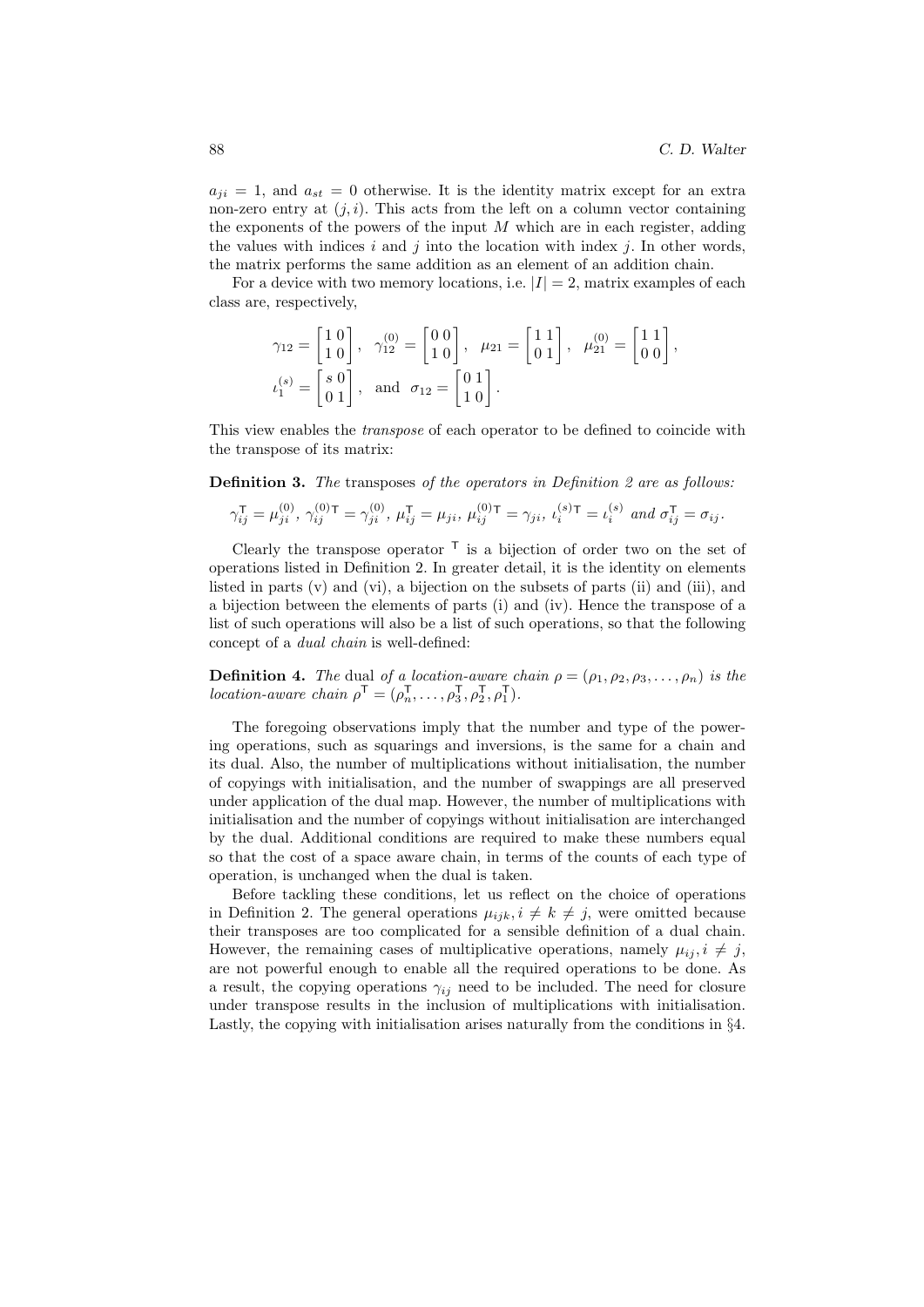$a_{ji} = 1$, and $a_{st} = 0$ otherwise. It is the identity matrix except for an extra non-zero entry at $(j, i)$. This acts from the left on a column vector containing the exponents of the powers of the input $M$ which are in each register, adding the values with indices $i$ and $j$ into the location with index $j$. In other words, the matrix performs the same addition as an element of an addition chain.

For a device with two memory locations, i.e. $|I| = 2$, matrix examples of each class are, respectively,

$$\gamma_{12} = \begin{bmatrix} 1 & 0 \\ 1 & 0 \end{bmatrix}, \quad \gamma_{12}^{(0)} = \begin{bmatrix} 0 & 0 \\ 1 & 0 \end{bmatrix}, \quad \mu_{21} = \begin{bmatrix} 1 & 1 \\ 0 & 1 \end{bmatrix}, \quad \mu_{21}^{(0)} = \begin{bmatrix} 1 & 1 \\ 0 & 0 \end{bmatrix},$$
$$\iota_1^{(s)} = \begin{bmatrix} s & 0 \\ 0 & 1 \end{bmatrix}, \quad \text{and} \quad \sigma_{12} = \begin{bmatrix} 0 & 1 \\ 1 & 0 \end{bmatrix}.$$

This view enables the *transpose* of each operator to be defined to coincide with the transpose of its matrix:

**Definition 3.** *The* transposes *of the operators in Definition 2 are as follows:*

$$\gamma_{ij}^{\mathsf{T}} = \mu_{ji}^{(0)},\ \gamma_{ij}^{(0)\mathsf{T}} = \gamma_{ji}^{(0)},\ \mu_{ij}^{\mathsf{T}} = \mu_{ji},\ \mu_{ij}^{(0)\mathsf{T}} = \gamma_{ji},\ \iota_i^{(s)\mathsf{T}} = \iota_i^{(s)} \text{ and } \sigma_{ij}^{\mathsf{T}} = \sigma_{ij}.$$

Clearly the transpose operator $^{\mathsf{T}}$ is a bijection of order two on the set of operations listed in Definition 2. In greater detail, it is the identity on elements listed in parts (v) and (vi), a bijection on the subsets of parts (ii) and (iii), and a bijection between the elements of parts (i) and (iv). Hence the transpose of a list of such operations will also be a list of such operations, so that the following concept of a *dual chain* is well-defined:

**Definition 4.** *The* dual *of a location-aware chain $\rho = (\rho_1, \rho_2, \rho_3, \ldots, \rho_n)$ is the location-aware chain $\rho^{\mathsf{T}} = (\rho_n^{\mathsf{T}}, \ldots, \rho_3^{\mathsf{T}}, \rho_2^{\mathsf{T}}, \rho_1^{\mathsf{T}})$.*

The foregoing observations imply that the number and type of the powering operations, such as squarings and inversions, is the same for a chain and its dual. Also, the number of multiplications without initialisation, the number of copyings with initialisation, and the number of swappings are all preserved under application of the dual map. However, the number of multiplications with initialisation and the number of copyings without initialisation are interchanged by the dual. Additional conditions are required to make these numbers equal so that the cost of a space aware chain, in terms of the counts of each type of operation, is unchanged when the dual is taken.

Before tackling these conditions, let us reflect on the choice of operations in Definition 2. The general operations $\mu_{ijk}, i \neq k \neq j$, were omitted because their transposes are too complicated for a sensible definition of a dual chain. However, the remaining cases of multiplicative operations, namely $\mu_{ij}, i \neq j$, are not powerful enough to enable all the required operations to be done. As a result, the copying operations $\gamma_{ij}$ need to be included. The need for closure under transpose results in the inclusion of multiplications with initialisation. Lastly, the copying with initialisation arises naturally from the conditions in §4.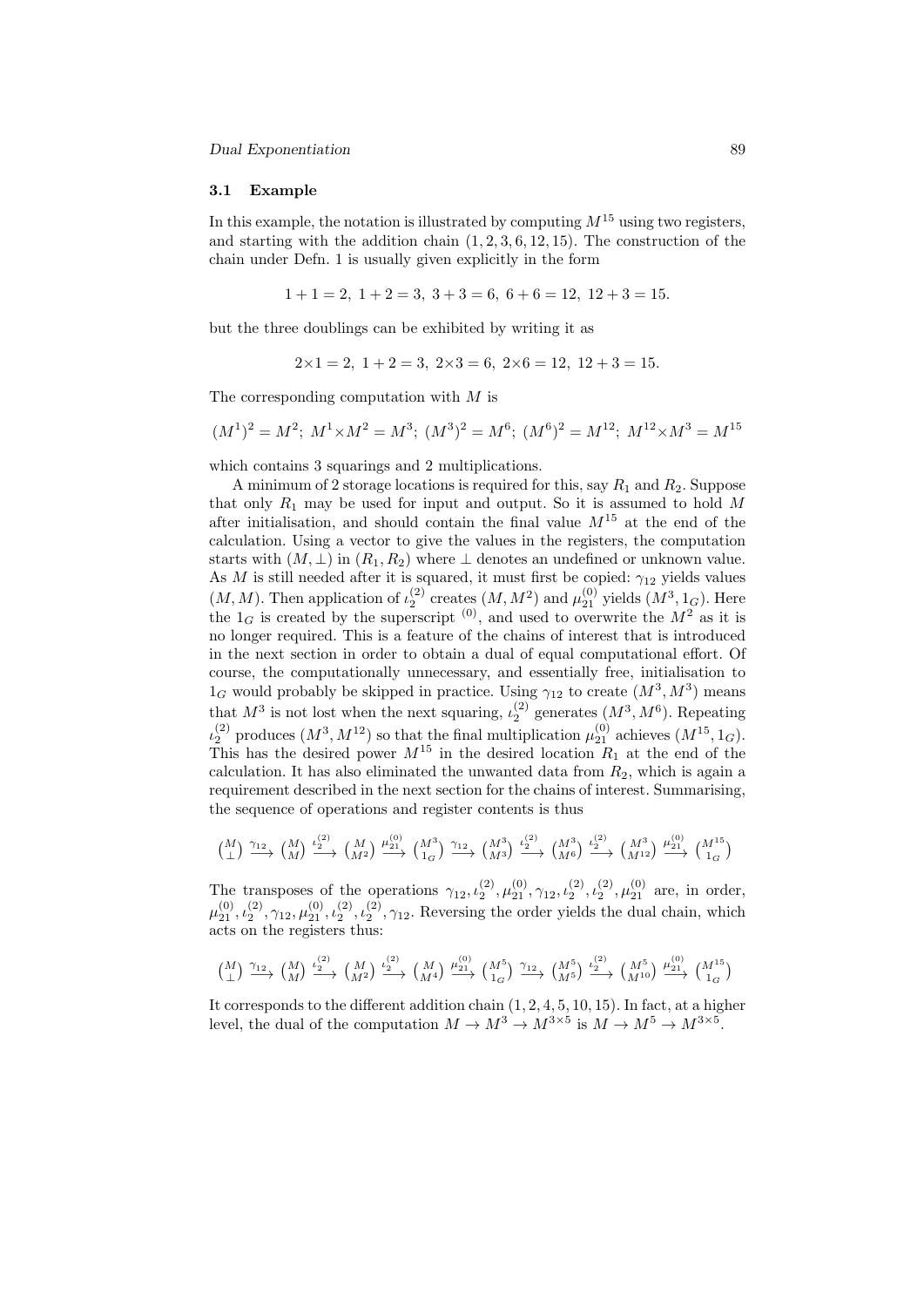### 3.1 Example

In this example, the notation is illustrated by computing $M^{15}$ using two registers, and starting with the addition chain $(1, 2, 3, 6, 12, 15)$. The construction of the chain under Defn. 1 is usually given explicitly in the form

$$1+1=2,\ 1+2=3,\ 3+3=6,\ 6+6=12,\ 12+3=15.$$

but the three doublings can be exhibited by writing it as

$$2{\times}1=2,\ 1+2=3,\ 2{\times}3=6,\ 2{\times}6=12,\ 12+3=15.$$

The corresponding computation with $M$ is

$$(M^1)^2 = M^2;\ M^1{\times}M^2 = M^3;\ (M^3)^2 = M^6;\ (M^6)^2 = M^{12};\ M^{12}{\times}M^3 = M^{15}$$

which contains 3 squarings and 2 multiplications.

A minimum of 2 storage locations is required for this, say $R_1$ and $R_2$. Suppose that only $R_1$ may be used for input and output. So it is assumed to hold $M$ after initialisation, and should contain the final value $M^{15}$ at the end of the calculation. Using a vector to give the values in the registers, the computation starts with $(M, \perp)$ in $(R_1, R_2)$ where $\perp$ denotes an undefined or unknown value. As $M$ is still needed after it is squared, it must first be copied: $\gamma_{12}$ yields values $(M, M)$. Then application of $\iota_2^{(2)}$ creates $(M, M^2)$ and $\mu_{21}^{(0)}$ yields $(M^3, 1_G)$. Here the $1_G$ is created by the superscript $^{(0)}$, and used to overwrite the $M^2$ as it is no longer required. This is a feature of the chains of interest that is introduced in the next section in order to obtain a dual of equal computational effort. Of course, the computationally unnecessary, and essentially free, initialisation to $1_G$ would probably be skipped in practice. Using $\gamma_{12}$ to create $(M^3, M^3)$ means that $M^3$ is not lost when the next squaring, $\iota_2^{(2)}$ generates $(M^3, M^6)$. Repeating $\iota_2^{(2)}$ produces $(M^3, M^{12})$ so that the final multiplication $\mu_{21}^{(0)}$ achieves $(M^{15}, 1_G)$. This has the desired power $M^{15}$ in the desired location $R_1$ at the end of the calculation. It has also eliminated the unwanted data from $R_2$, which is again a requirement described in the next section for the chains of interest. Summarising, the sequence of operations and register contents is thus

$$\binom{M}{\perp} \xrightarrow{\gamma_{12}} \binom{M}{M} \xrightarrow{\iota_2^{(2)}} \binom{M}{M^2} \xrightarrow{\mu_{21}^{(0)}} \binom{M^3}{1_G} \xrightarrow{\gamma_{12}} \binom{M^3}{M^3} \xrightarrow{\iota_2^{(2)}} \binom{M^3}{M^6} \xrightarrow{\iota_2^{(2)}} \binom{M^3}{M^{12}} \xrightarrow{\mu_{21}^{(0)}} \binom{M^{15}}{1_G}$$

The transposes of the operations $\gamma_{12}, \iota_2^{(2)}, \mu_{21}^{(0)}, \gamma_{12}, \iota_2^{(2)}, \iota_2^{(2)}, \mu_{21}^{(0)}$ are, in order, $\mu_{21}^{(0)}, \iota_2^{(2)}, \gamma_{12}, \mu_{21}^{(0)}, \iota_2^{(2)}, \iota_2^{(2)}, \gamma_{12}$. Reversing the order yields the dual chain, which acts on the registers thus:

$$\binom{M}{\perp} \xrightarrow{\gamma_{12}} \binom{M}{M} \xrightarrow{\iota_2^{(2)}} \binom{M}{M^2} \xrightarrow{\iota_2^{(2)}} \binom{M}{M^4} \xrightarrow{\mu_{21}^{(0)}} \binom{M^5}{1_G} \xrightarrow{\gamma_{12}} \binom{M^5}{M^5} \xrightarrow{\iota_2^{(2)}} \binom{M^5}{M^{10}} \xrightarrow{\mu_{21}^{(0)}} \binom{M^{15}}{1_G}$$

It corresponds to the different addition chain $(1, 2, 4, 5, 10, 15)$. In fact, at a higher level, the dual of the computation $M \to M^3 \to M^{3\times 5}$ is $M \to M^5 \to M^{3\times 5}$.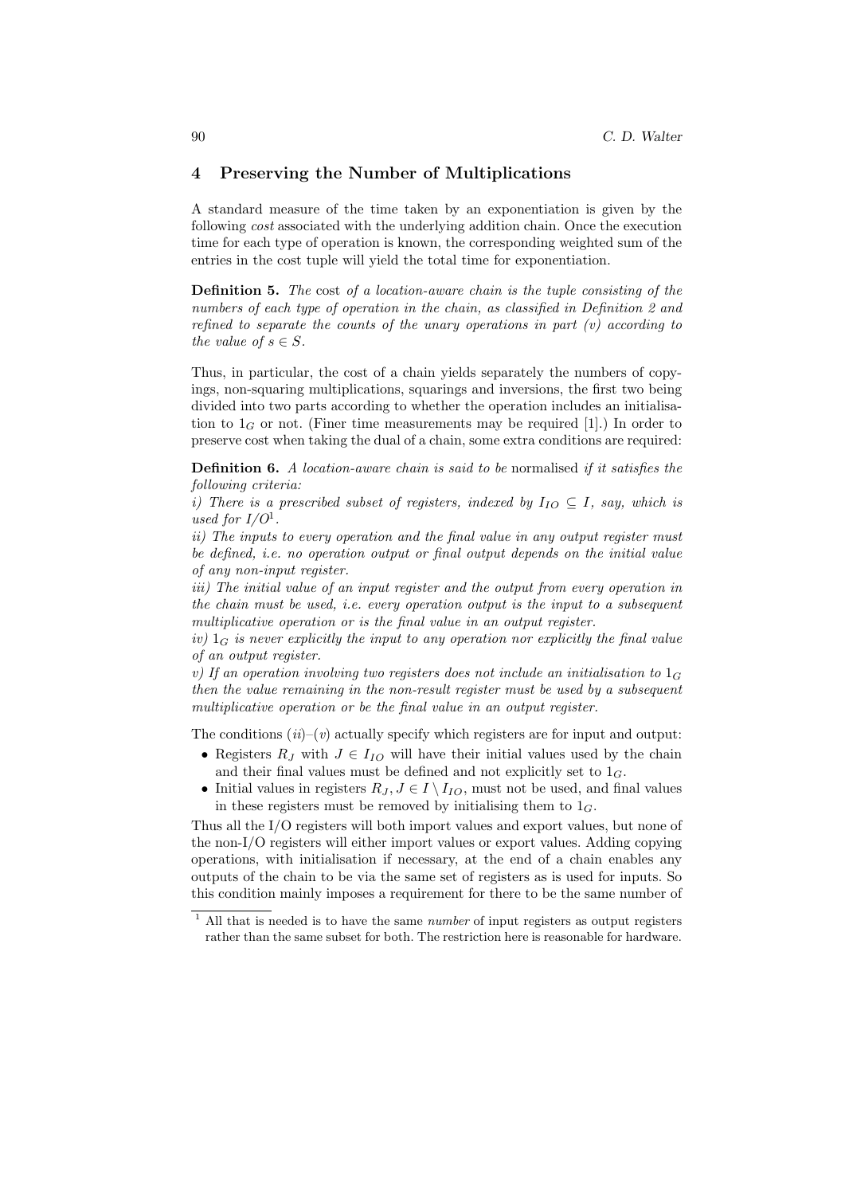## 4 Preserving the Number of Multiplications

A standard measure of the time taken by an exponentiation is given by the following *cost* associated with the underlying addition chain. Once the execution time for each type of operation is known, the corresponding weighted sum of the entries in the cost tuple will yield the total time for exponentiation.

**Definition 5.** *The* cost *of a location-aware chain is the tuple consisting of the numbers of each type of operation in the chain, as classified in Definition 2 and refined to separate the counts of the unary operations in part (v) according to the value of $s \in S$.*

Thus, in particular, the cost of a chain yields separately the numbers of copyings, non-squaring multiplications, squarings and inversions, the first two being divided into two parts according to whether the operation includes an initialisation to $1_G$ or not. (Finer time measurements may be required [1].) In order to preserve cost when taking the dual of a chain, some extra conditions are required:

**Definition 6.** *A location-aware chain is said to be* normalised *if it satisfies the following criteria:*
*i) There is a prescribed subset of registers, indexed by $I_{IO} \subseteq I$, say, which is used for I/O*[1]*.*
*ii) The inputs to every operation and the final value in any output register must be defined, i.e. no operation output or final output depends on the initial value of any non-input register.*
*iii) The initial value of an input register and the output from every operation in the chain must be used, i.e. every operation output is the input to a subsequent multiplicative operation or is the final value in an output register.*
*iv) $1_G$ is never explicitly the input to any operation nor explicitly the final value of an output register.*
*v) If an operation involving two registers does not include an initialisation to $1_G$ then the value remaining in the non-result register must be used by a subsequent multiplicative operation or be the final value in an output register.*

The conditions (*ii*)–(*v*) actually specify which registers are for input and output:

- Registers $R_J$ with $J \in I_{IO}$ will have their initial values used by the chain and their final values must be defined and not explicitly set to $1_G$.
- Initial values in registers $R_J, J \in I \setminus I_{IO}$, must not be used, and final values in these registers must be removed by initialising them to $1_G$.

Thus all the I/O registers will both import values and export values, but none of the non-I/O registers will either import values or export values. Adding copying operations, with initialisation if necessary, at the end of a chain enables any outputs of the chain to be via the same set of registers as is used for inputs. So this condition mainly imposes a requirement for there to be the same number of

[1] All that is needed is to have the same *number* of input registers as output registers rather than the same subset for both. The restriction here is reasonable for hardware.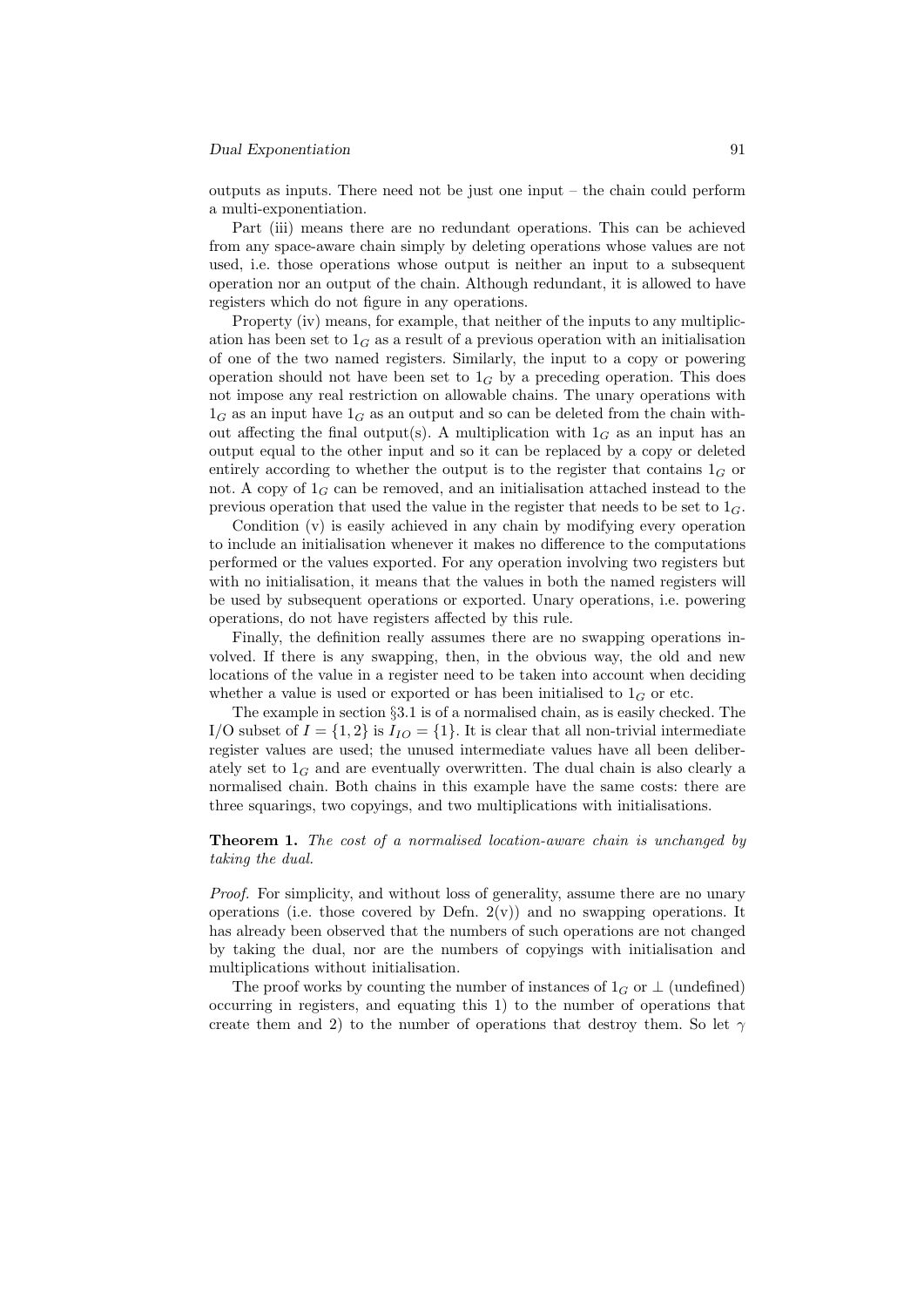outputs as inputs. There need not be just one input – the chain could perform a multi-exponentiation.

Part (iii) means there are no redundant operations. This can be achieved from any space-aware chain simply by deleting operations whose values are not used, i.e. those operations whose output is neither an input to a subsequent operation nor an output of the chain. Although redundant, it is allowed to have registers which do not figure in any operations.

Property (iv) means, for example, that neither of the inputs to any multiplication has been set to $1_G$ as a result of a previous operation with an initialisation of one of the two named registers. Similarly, the input to a copy or powering operation should not have been set to $1_G$ by a preceding operation. This does not impose any real restriction on allowable chains. The unary operations with $1_G$ as an input have $1_G$ as an output and so can be deleted from the chain without affecting the final output(s). A multiplication with $1_G$ as an input has an output equal to the other input and so it can be replaced by a copy or deleted entirely according to whether the output is to the register that contains $1_G$ or not. A copy of $1_G$ can be removed, and an initialisation attached instead to the previous operation that used the value in the register that needs to be set to $1_G$.

Condition (v) is easily achieved in any chain by modifying every operation to include an initialisation whenever it makes no difference to the computations performed or the values exported. For any operation involving two registers but with no initialisation, it means that the values in both the named registers will be used by subsequent operations or exported. Unary operations, i.e. powering operations, do not have registers affected by this rule.

Finally, the definition really assumes there are no swapping operations involved. If there is any swapping, then, in the obvious way, the old and new locations of the value in a register need to be taken into account when deciding whether a value is used or exported or has been initialised to $1_G$ or etc.

The example in section §3.1 is of a normalised chain, as is easily checked. The I/O subset of $I = \{1, 2\}$ is $I_{IO} = \{1\}$. It is clear that all non-trivial intermediate register values are used; the unused intermediate values have all been deliberately set to $1_G$ and are eventually overwritten. The dual chain is also clearly a normalised chain. Both chains in this example have the same costs: there are three squarings, two copyings, and two multiplications with initialisations.

**Theorem 1.** *The cost of a normalised location-aware chain is unchanged by taking the dual.*

*Proof.* For simplicity, and without loss of generality, assume there are no unary operations (i.e. those covered by Defn. 2(v)) and no swapping operations. It has already been observed that the numbers of such operations are not changed by taking the dual, nor are the numbers of copyings with initialisation and multiplications without initialisation.

The proof works by counting the number of instances of $1_G$ or $\perp$ (undefined) occurring in registers, and equating this 1) to the number of operations that create them and 2) to the number of operations that destroy them. So let $\gamma$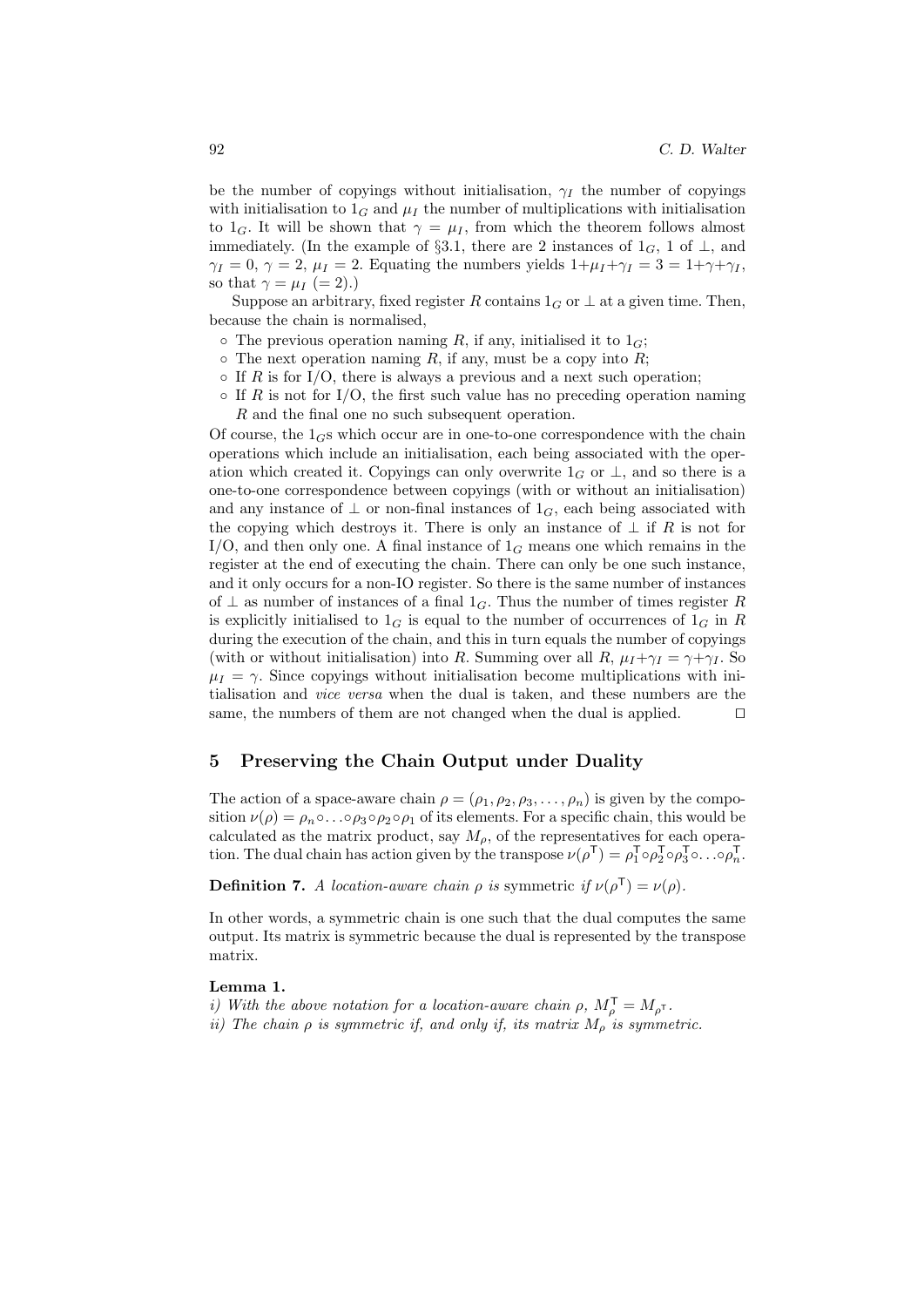be the number of copyings without initialisation, $\gamma_I$ the number of copyings with initialisation to $1_G$ and $\mu_I$ the number of multiplications with initialisation to $1_G$. It will be shown that $\gamma = \mu_I$, from which the theorem follows almost immediately. (In the example of §3.1, there are 2 instances of $1_G$, 1 of $\perp$, and $\gamma_I = 0$, $\gamma = 2$, $\mu_I = 2$. Equating the numbers yields $1+\mu_I+\gamma_I = 3 = 1+\gamma+\gamma_I$, so that $\gamma = \mu_I$ $(= 2)$.)

Suppose an arbitrary, fixed register $R$ contains $1_G$ or $\perp$ at a given time. Then, because the chain is normalised,

- The previous operation naming $R$, if any, initialised it to $1_G$;
- The next operation naming $R$, if any, must be a copy into $R$;
- If $R$ is for I/O, there is always a previous and a next such operation;
- If $R$ is not for I/O, the first such value has no preceding operation naming $R$ and the final one no such subsequent operation.

Of course, the $1_G$s which occur are in one-to-one correspondence with the chain operations which include an initialisation, each being associated with the operation which created it. Copyings can only overwrite $1_G$ or $\perp$, and so there is a one-to-one correspondence between copyings (with or without an initialisation) and any instance of $\perp$ or non-final instances of $1_G$, each being associated with the copying which destroys it. There is only an instance of $\perp$ if $R$ is not for I/O, and then only one. A final instance of $1_G$ means one which remains in the register at the end of executing the chain. There can only be one such instance, and it only occurs for a non-IO register. So there is the same number of instances of $\perp$ as number of instances of a final $1_G$. Thus the number of times register $R$ is explicitly initialised to $1_G$ is equal to the number of occurrences of $1_G$ in $R$ during the execution of the chain, and this in turn equals the number of copyings (with or without initialisation) into $R$. Summing over all $R$, $\mu_I+\gamma_I = \gamma+\gamma_I$. So $\mu_I = \gamma$. Since copyings without initialisation become multiplications with initialisation and *vice versa* when the dual is taken, and these numbers are the same, the numbers of them are not changed when the dual is applied. $\square$

## 5 Preserving the Chain Output under Duality

The action of a space-aware chain $\rho = (\rho_1, \rho_2, \rho_3, \ldots, \rho_n)$ is given by the composition $\nu(\rho) = \rho_n \circ \ldots \circ \rho_3 \circ \rho_2 \circ \rho_1$ of its elements. For a specific chain, this would be calculated as the matrix product, say $M_\rho$, of the representatives for each operation. The dual chain has action given by the transpose $\nu(\rho^{\mathsf{T}}) = \rho_1^{\mathsf{T}} \circ \rho_2^{\mathsf{T}} \circ \rho_3^{\mathsf{T}} \circ \ldots \circ \rho_n^{\mathsf{T}}$.

**Definition 7.** *A location-aware chain $\rho$ is* symmetric *if $\nu(\rho^{\mathsf{T}}) = \nu(\rho)$.*

In other words, a symmetric chain is one such that the dual computes the same output. Its matrix is symmetric because the dual is represented by the transpose matrix.

**Lemma 1.**
*i) With the above notation for a location-aware chain $\rho$, $M_\rho^{\mathsf{T}} = M_{\rho^{\mathsf{T}}}$.*
*ii) The chain $\rho$ is symmetric if, and only if, its matrix $M_\rho$ is symmetric.*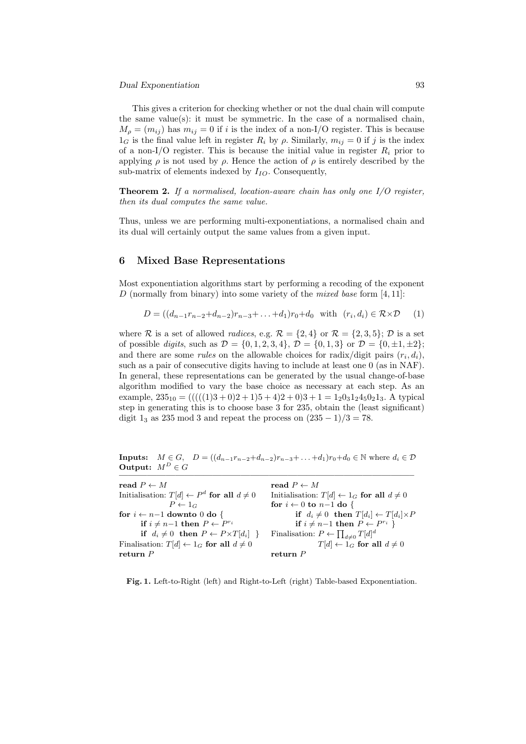This gives a criterion for checking whether or not the dual chain will compute the same value(s): it must be symmetric. In the case of a normalised chain, $M_\rho = (m_{ij})$ has $m_{ij} = 0$ if $i$ is the index of a non-I/O register. This is because $1_G$ is the final value left in register $R_i$ by $\rho$. Similarly, $m_{ij} = 0$ if $j$ is the index of a non-I/O register. This is because the initial value in register $R_i$ prior to applying $\rho$ is not used by $\rho$. Hence the action of $\rho$ is entirely described by the sub-matrix of elements indexed by $I_{IO}$. Consequently,

**Theorem 2.** *If a normalised, location-aware chain has only one I/O register, then its dual computes the same value.*

Thus, unless we are performing multi-exponentiations, a normalised chain and its dual will certainly output the same values from a given input.

## 6 Mixed Base Representations

Most exponentiation algorithms start by performing a recoding of the exponent $D$ (normally from binary) into some variety of the *mixed base* form [4, 11]:

$$D = ((d_{n-1}r_{n-2}+d_{n-2})r_{n-3}+\ldots+d_1)r_0+d_0 \quad \text{with} \quad (r_i, d_i) \in \mathcal{R}\times\mathcal{D} \qquad (1)$$

where $\mathcal{R}$ is a set of allowed *radices*, e.g. $\mathcal{R} = \{2, 4\}$ or $\mathcal{R} = \{2, 3, 5\}$; $\mathcal{D}$ is a set of possible *digits*, such as $\mathcal{D} = \{0, 1, 2, 3, 4\}$, $\mathcal{D} = \{0, 1, 3\}$ or $\mathcal{D} = \{0, \pm1, \pm2\}$; and there are some *rules* on the allowable choices for radix/digit pairs $(r_i, d_i)$, such as a pair of consecutive digits having to include at least one 0 (as in NAF). In general, these representations can be generated by the usual change-of-base algorithm modified to vary the base choice as necessary at each step. As an example, $235_{10} = (((((1)3+0)2+1)5+4)2+0)3+1 = 1_2 0_3 1_2 4_5 0_2 1_3$. A typical step in generating this is to choose base 3 for 235, obtain the (least significant) digit $1_3$ as 235 mod 3 and repeat the process on $(235-1)/3 = 78$.

**Inputs:** $M \in G$, $D = ((d_{n-1}r_{n-2}+d_{n-2})r_{n-3}+\ldots+d_1)r_0+d_0 \in \mathbb{N}$ where $d_i \in \mathcal{D}$
**Output:** $M^D \in G$

Left-to-Right:

```
read P ← M
Initialisation: T[d] ← P^d for all d ≠ 0
                P ← 1_G
for i ← n−1 downto 0 do {
      if i ≠ n−1 then P ← P^(r_i)
      if d_i ≠ 0 then P ← P×T[d_i]  }
Finalisation: T[d] ← 1_G for all d ≠ 0
return P
```

Right-to-Left:

```
read P ← M
Initialisation: T[d] ← 1_G for all d ≠ 0
for i ← 0 to n−1 do {
      if d_i ≠ 0 then T[d_i] ← T[d_i]×P
      if i ≠ n−1 then P ← P^(r_i)  }
Finalisation: P ← ∏_{d≠0} T[d]^d
              T[d] ← 1_G for all d ≠ 0
return P
```

**Fig. 1.** Left-to-Right (left) and Right-to-Left (right) Table-based Exponentiation.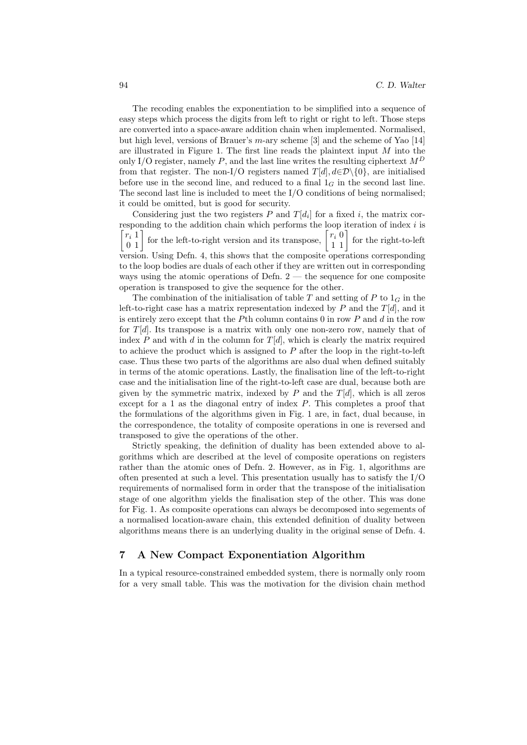The recoding enables the exponentiation to be simplified into a sequence of easy steps which process the digits from left to right or right to left. Those steps are converted into a space-aware addition chain when implemented. Normalised, but high level, versions of Brauer's $m$-ary scheme [3] and the scheme of Yao [14] are illustrated in Figure 1. The first line reads the plaintext input $M$ into the only I/O register, namely $P$, and the last line writes the resulting ciphertext $M^D$ from that register. The non-I/O registers named $T[d], d{\in}\mathcal{D}\backslash\{0\}$, are initialised before use in the second line, and reduced to a final $1_G$ in the second last line. The second last line is included to meet the I/O conditions of being normalised; it could be omitted, but is good for security.

Considering just the two registers $P$ and $T[d_i]$ for a fixed $i$, the matrix corresponding to the addition chain which performs the loop iteration of index $i$ is $\begin{bmatrix} r_i & 1 \\ 0 & 1 \end{bmatrix}$ for the left-to-right version and its transpose, $\begin{bmatrix} r_i & 0 \\ 1 & 1 \end{bmatrix}$ for the right-to-left version. Using Defn. 4, this shows that the composite operations corresponding to the loop bodies are duals of each other if they are written out in corresponding ways using the atomic operations of Defn. 2 — the sequence for one composite operation is transposed to give the sequence for the other.

The combination of the initialisation of table $T$ and setting of $P$ to $1_G$ in the left-to-right case has a matrix representation indexed by $P$ and the $T[d]$, and it is entirely zero except that the $P$th column contains 0 in row $P$ and $d$ in the row for $T[d]$. Its transpose is a matrix with only one non-zero row, namely that of index $P$ and with $d$ in the column for $T[d]$, which is clearly the matrix required to achieve the product which is assigned to $P$ after the loop in the right-to-left case. Thus these two parts of the algorithms are also dual when defined suitably in terms of the atomic operations. Lastly, the finalisation line of the left-to-right case and the initialisation line of the right-to-left case are dual, because both are given by the symmetric matrix, indexed by $P$ and the $T[d]$, which is all zeros except for a 1 as the diagonal entry of index $P$. This completes a proof that the formulations of the algorithms given in Fig. 1 are, in fact, dual because, in the correspondence, the totality of composite operations in one is reversed and transposed to give the operations of the other.

Strictly speaking, the definition of duality has been extended above to algorithms which are described at the level of composite operations on registers rather than the atomic ones of Defn. 2. However, as in Fig. 1, algorithms are often presented at such a level. This presentation usually has to satisfy the I/O requirements of normalised form in order that the transpose of the initialisation stage of one algorithm yields the finalisation step of the other. This was done for Fig. 1. As composite operations can always be decomposed into segements of a normalised location-aware chain, this extended definition of duality between algorithms means there is an underlying duality in the original sense of Defn. 4.

## 7 A New Compact Exponentiation Algorithm

In a typical resource-constrained embedded system, there is normally only room for a very small table. This was the motivation for the division chain method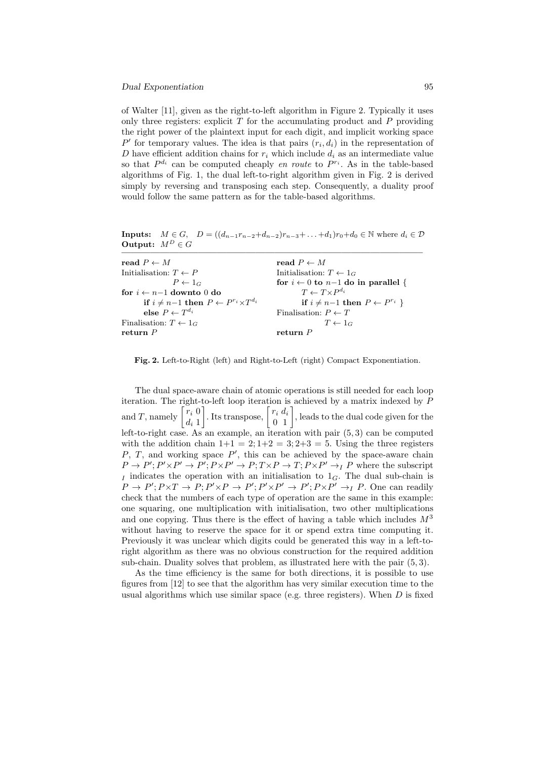of Walter [11], given as the right-to-left algorithm in Figure 2. Typically it uses only three registers: explicit $T$ for the accumulating product and $P$ providing the right power of the plaintext input for each digit, and implicit working space $P'$ for temporary values. The idea is that pairs $(r_i, d_i)$ in the representation of $D$ have efficient addition chains for $r_i$ which include $d_i$ as an intermediate value so that $P^{d_i}$ can be computed cheaply *en route* to $P^{r_i}$. As in the table-based algorithms of Fig. 1, the dual left-to-right algorithm given in Fig. 2 is derived simply by reversing and transposing each step. Consequently, a duality proof would follow the same pattern as for the table-based algorithms.

**Inputs:** $M \in G$, $D = ((d_{n-1}r_{n-2}+d_{n-2})r_{n-3}+\ldots+d_1)r_0+d_0 \in \mathbb{N}$ where $d_i \in \mathcal{D}$
**Output:** $M^D \in G$

| Left-to-Right | Right-to-Left |
|---|---|
| **read** $P \leftarrow M$ | **read** $P \leftarrow M$ |
| Initialisation: $T \leftarrow P$ | Initialisation: $T \leftarrow 1_G$ |
| $P \leftarrow 1_G$ | **for** $i \leftarrow 0$ **to** $n-1$ **do in parallel** { |
| **for** $i \leftarrow n-1$ **downto** $0$ **do** | $T \leftarrow T \times P^{d_i}$ |
| **if** $i \neq n-1$ **then** $P \leftarrow P^{r_i} \times T^{d_i}$ | **if** $i \neq n-1$ **then** $P \leftarrow P^{r_i}$ } |
| **else** $P \leftarrow T^{d_i}$ | Finalisation: $P \leftarrow T$ |
| Finalisation: $T \leftarrow 1_G$ | $T \leftarrow 1_G$ |
| **return** $P$ | **return** $P$ |

**Fig. 2.** Left-to-Right (left) and Right-to-Left (right) Compact Exponentiation.

The dual space-aware chain of atomic operations is still needed for each loop iteration. The right-to-left loop iteration is achieved by a matrix indexed by $P$ and $T$, namely $\begin{bmatrix} r_i & 0 \\ d_i & 1 \end{bmatrix}$. Its transpose, $\begin{bmatrix} r_i & d_i \\ 0 & 1 \end{bmatrix}$, leads to the dual code given for the left-to-right case. As an example, an iteration with pair $(5,3)$ can be computed with the addition chain $1+1 = 2; 1+2 = 3; 2+3 = 5$. Using the three registers $P$, $T$, and working space $P'$, this can be achieved by the space-aware chain $P \rightarrow P'; P' \times P' \rightarrow P'; P \times P' \rightarrow P; T \times P \rightarrow T; P \times P' \rightarrow_I P$ where the subscript $_I$ indicates the operation with an initialisation to $1_G$. The dual sub-chain is $P \rightarrow P'; P \times T \rightarrow P; P' \times P \rightarrow P'; P' \times P' \rightarrow P'; P \times P' \rightarrow_I P$. One can readily check that the numbers of each type of operation are the same in this example: one squaring, one multiplication with initialisation, two other multiplications and one copying. Thus there is the effect of having a table which includes $M^3$ without having to reserve the space for it or spend extra time computing it. Previously it was unclear which digits could be generated this way in a left-to-right algorithm as there was no obvious construction for the required addition sub-chain. Duality solves that problem, as illustrated here with the pair $(5,3)$.

As the time efficiency is the same for both directions, it is possible to use figures from [12] to see that the algorithm has very similar execution time to the usual algorithms which use similar space (e.g. three registers). When $D$ is fixed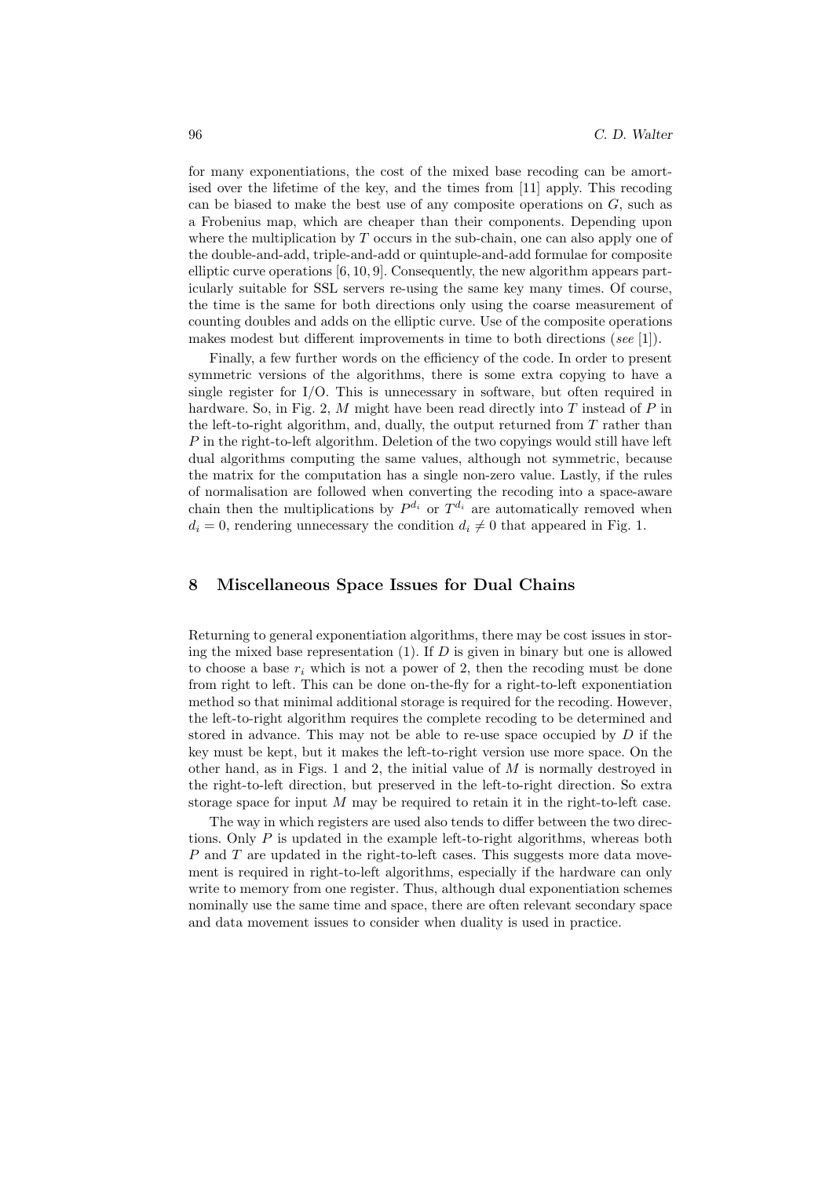for many exponentiations, the cost of the mixed base recoding can be amortised over the lifetime of the key, and the times from [11] apply. This recoding can be biased to make the best use of any composite operations on $G$, such as a Frobenius map, which are cheaper than their components. Depending upon where the multiplication by $T$ occurs in the sub-chain, one can also apply one of the double-and-add, triple-and-add or quintuple-and-add formulae for composite elliptic curve operations [6, 10, 9]. Consequently, the new algorithm appears particularly suitable for SSL servers re-using the same key many times. Of course, the time is the same for both directions only using the coarse measurement of counting doubles and adds on the elliptic curve. Use of the composite operations makes modest but different improvements in time to both directions (*see* [1]).

Finally, a few further words on the efficiency of the code. In order to present symmetric versions of the algorithms, there is some extra copying to have a single register for I/O. This is unnecessary in software, but often required in hardware. So, in Fig. 2, $M$ might have been read directly into $T$ instead of $P$ in the left-to-right algorithm, and, dually, the output returned from $T$ rather than $P$ in the right-to-left algorithm. Deletion of the two copyings would still have left dual algorithms computing the same values, although not symmetric, because the matrix for the computation has a single non-zero value. Lastly, if the rules of normalisation are followed when converting the recoding into a space-aware chain then the multiplications by $P^{d_i}$ or $T^{d_i}$ are automatically removed when $d_i = 0$, rendering unnecessary the condition $d_i \neq 0$ that appeared in Fig. 1.

## 8 Miscellaneous Space Issues for Dual Chains

Returning to general exponentiation algorithms, there may be cost issues in storing the mixed base representation (1). If $D$ is given in binary but one is allowed to choose a base $r_i$ which is not a power of 2, then the recoding must be done from right to left. This can be done on-the-fly for a right-to-left exponentiation method so that minimal additional storage is required for the recoding. However, the left-to-right algorithm requires the complete recoding to be determined and stored in advance. This may not be able to re-use space occupied by $D$ if the key must be kept, but it makes the left-to-right version use more space. On the other hand, as in Figs. 1 and 2, the initial value of $M$ is normally destroyed in the right-to-left direction, but preserved in the left-to-right direction. So extra storage space for input $M$ may be required to retain it in the right-to-left case.

The way in which registers are used also tends to differ between the two directions. Only $P$ is updated in the example left-to-right algorithms, whereas both $P$ and $T$ are updated in the right-to-left cases. This suggests more data movement is required in right-to-left algorithms, especially if the hardware can only write to memory from one register. Thus, although dual exponentiation schemes nominally use the same time and space, there are often relevant secondary space and data movement issues to consider when duality is used in practice.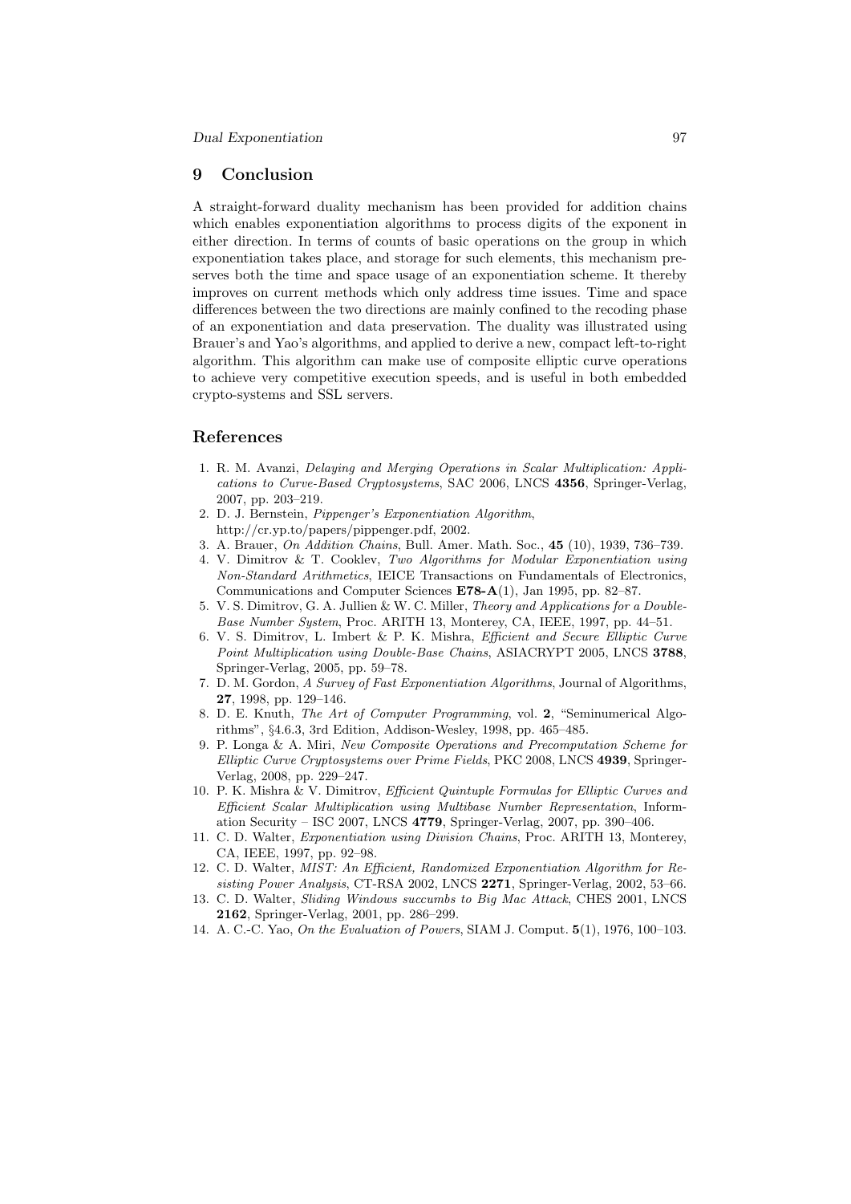## 9 Conclusion

A straight-forward duality mechanism has been provided for addition chains which enables exponentiation algorithms to process digits of the exponent in either direction. In terms of counts of basic operations on the group in which exponentiation takes place, and storage for such elements, this mechanism preserves both the time and space usage of an exponentiation scheme. It thereby improves on current methods which only address time issues. Time and space differences between the two directions are mainly confined to the recoding phase of an exponentiation and data preservation. The duality was illustrated using Brauer's and Yao's algorithms, and applied to derive a new, compact left-to-right algorithm. This algorithm can make use of composite elliptic curve operations to achieve very competitive execution speeds, and is useful in both embedded crypto-systems and SSL servers.

## References

1. R. M. Avanzi, *Delaying and Merging Operations in Scalar Multiplication: Applications to Curve-Based Cryptosystems*, SAC 2006, LNCS **4356**, Springer-Verlag, 2007, pp. 203–219.
2. D. J. Bernstein, *Pippenger's Exponentiation Algorithm*, http://cr.yp.to/papers/pippenger.pdf, 2002.
3. A. Brauer, *On Addition Chains*, Bull. Amer. Math. Soc., **45** (10), 1939, 736–739.
4. V. Dimitrov & T. Cooklev, *Two Algorithms for Modular Exponentiation using Non-Standard Arithmetics*, IEICE Transactions on Fundamentals of Electronics, Communications and Computer Sciences **E78-A**(1), Jan 1995, pp. 82–87.
5. V. S. Dimitrov, G. A. Jullien & W. C. Miller, *Theory and Applications for a Double-Base Number System*, Proc. ARITH 13, Monterey, CA, IEEE, 1997, pp. 44–51.
6. V. S. Dimitrov, L. Imbert & P. K. Mishra, *Efficient and Secure Elliptic Curve Point Multiplication using Double-Base Chains*, ASIACRYPT 2005, LNCS **3788**, Springer-Verlag, 2005, pp. 59–78.
7. D. M. Gordon, *A Survey of Fast Exponentiation Algorithms*, Journal of Algorithms, **27**, 1998, pp. 129–146.
8. D. E. Knuth, *The Art of Computer Programming*, vol. **2**, "Seminumerical Algorithms", §4.6.3, 3rd Edition, Addison-Wesley, 1998, pp. 465–485.
9. P. Longa & A. Miri, *New Composite Operations and Precomputation Scheme for Elliptic Curve Cryptosystems over Prime Fields*, PKC 2008, LNCS **4939**, Springer-Verlag, 2008, pp. 229–247.
10. P. K. Mishra & V. Dimitrov, *Efficient Quintuple Formulas for Elliptic Curves and Efficient Scalar Multiplication using Multibase Number Representation*, Information Security – ISC 2007, LNCS **4779**, Springer-Verlag, 2007, pp. 390–406.
11. C. D. Walter, *Exponentiation using Division Chains*, Proc. ARITH 13, Monterey, CA, IEEE, 1997, pp. 92–98.
12. C. D. Walter, *MIST: An Efficient, Randomized Exponentiation Algorithm for Resisting Power Analysis*, CT-RSA 2002, LNCS **2271**, Springer-Verlag, 2002, 53–66.
13. C. D. Walter, *Sliding Windows succumbs to Big Mac Attack*, CHES 2001, LNCS **2162**, Springer-Verlag, 2001, pp. 286–299.
14. A. C.-C. Yao, *On the Evaluation of Powers*, SIAM J. Comput. **5**(1), 1976, 100–103.